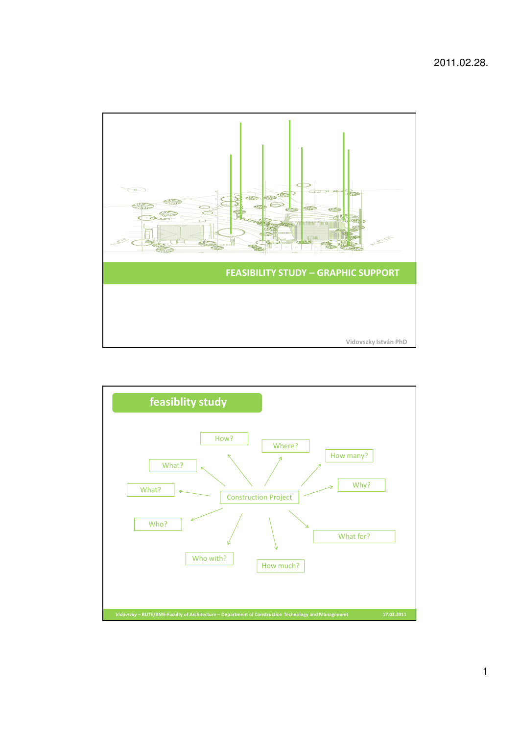# FEASIBILITY STUDY – GRAPHIC SUPPORT

Vidovszky István PhD

## feasiblity study

Construction Project

- How?
- Where?
- How many?
- Why?
- What for?
- How much?
- Who with?
- Who?
- What?
- What?

*Vidovszky* – BUTE/BME-Faculty of Architecture – Department of Construction Technology and Management 17.02.2011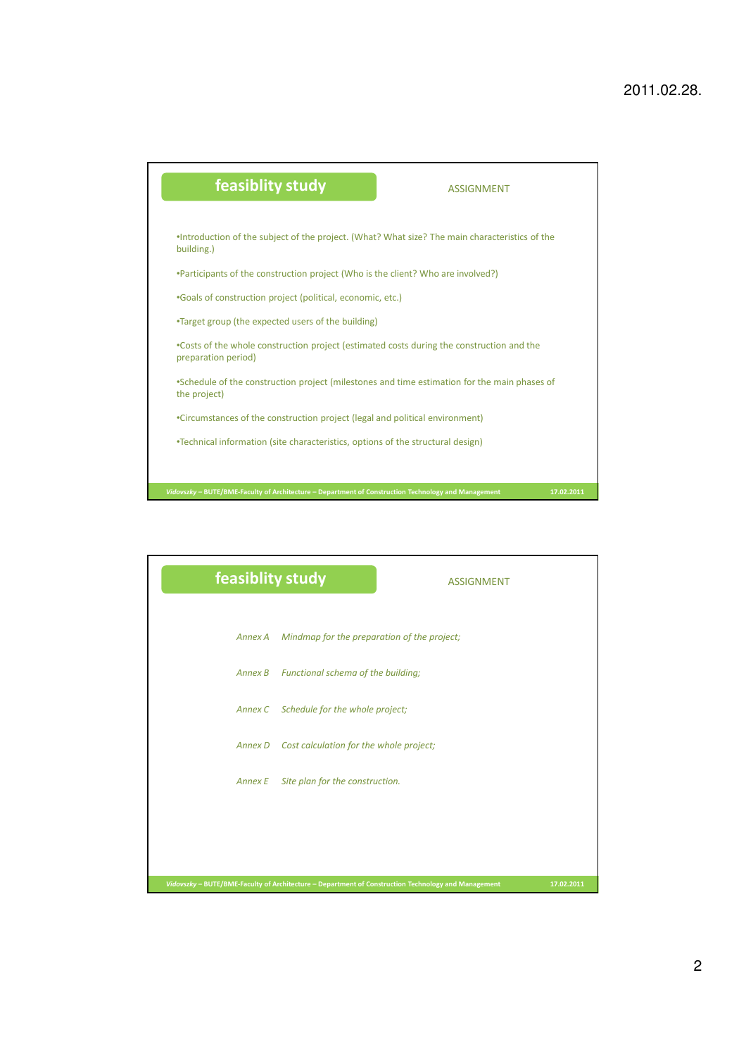## feasiblity study

ASSIGNMENT

- Introduction of the subject of the project. (What? What size? The main characteristics of the building.)
- Participants of the construction project (Who is the client? Who are involved?)
- Goals of construction project (political, economic, etc.)
- Target group (the expected users of the building)
- Costs of the whole construction project (estimated costs during the construction and the preparation period)
- Schedule of the construction project (milestones and time estimation for the main phases of the project)
- Circumstances of the construction project (legal and political environment)
- Technical information (site characteristics, options of the structural design)

## feasiblity study

ASSIGNMENT

*Annex A* *Mindmap for the preparation of the project;*

*Annex B* *Functional schema of the building;*

*Annex C* *Schedule for the whole project;*

*Annex D* *Cost calculation for the whole project;*

*Annex E* *Site plan for the construction.*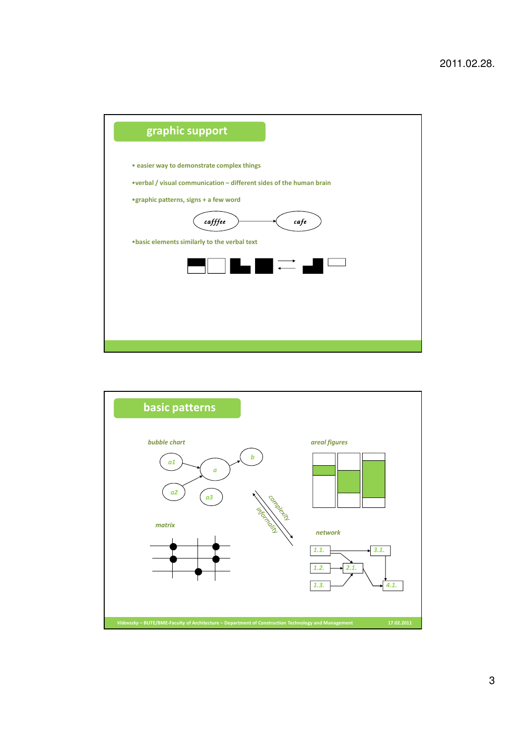## graphic support

- easier way to demonstrate complex things
- verbal / visual communication – different sides of the human brain
- graphic patterns, signs + a few word

cafffee → cafe

- basic elements similarly to the verbal text

## basic patterns

*bubble chart*

a1, a2, a3, a, b

*areal figures*

*matrix*

*network*

1.1. → 3.1.
1.2. → 2.1.
1.3. → 2.1.
2.1. → 4.1.
3.1. → 4.1.

complexity / informality

*Vidovszky* – BUTE/BME-Faculty of Architecture – Department of Construction Technology and Management 17.02.2011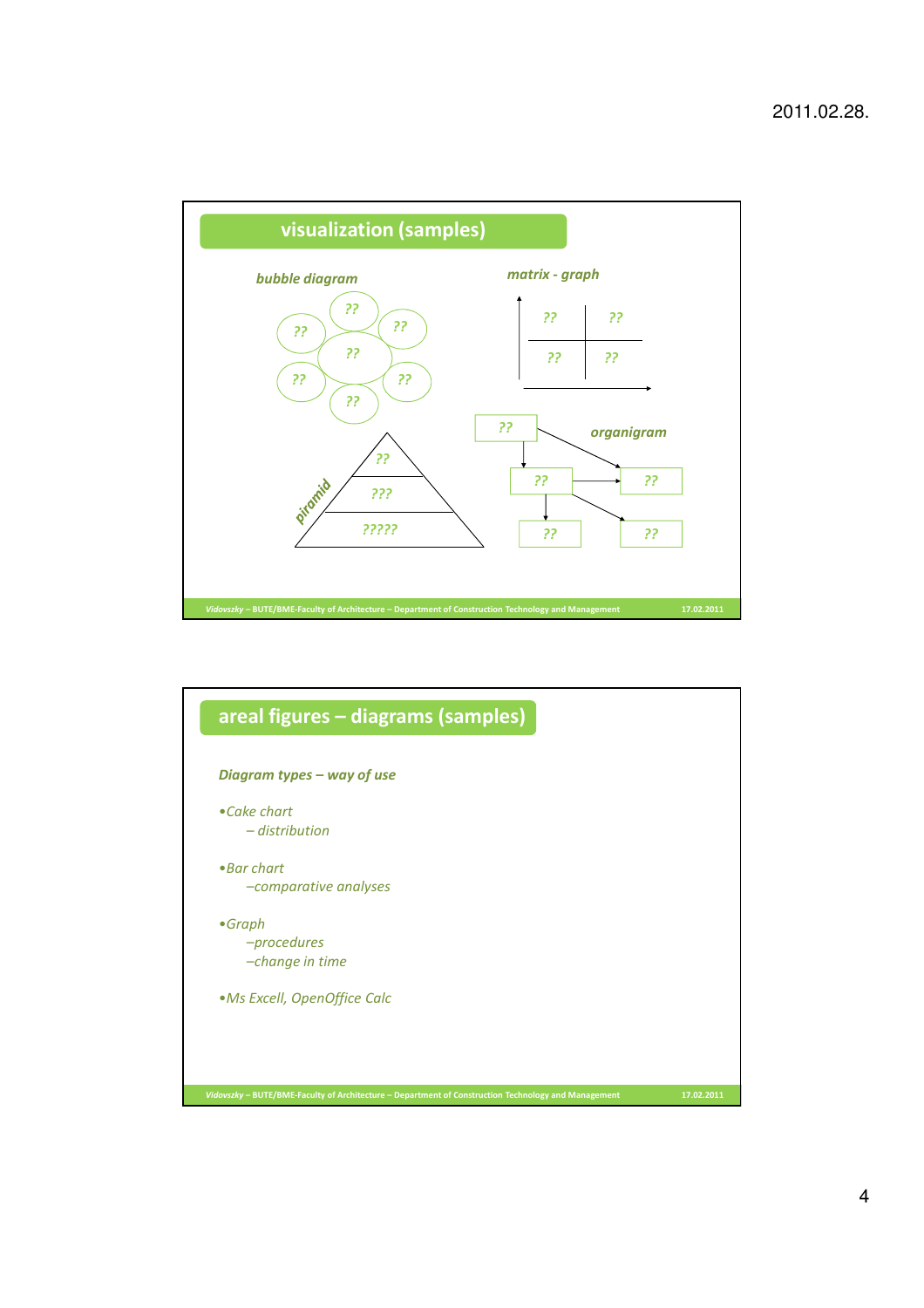## visualization (samples)

*bubble diagram*

??
??
??
??
??
??
??

*matrix - graph*

??
??
??
??

*organigram*

??
??
??
??
??

*piramid*

??
???
?????

## areal figures – diagrams (samples)

***Diagram types – way of use***

- *Cake chart*
  - *– distribution*
- *Bar chart*
  - *–comparative analyses*
- *Graph*
  - *–procedures*
  - *–change in time*
- *Ms Excell, OpenOffice Calc*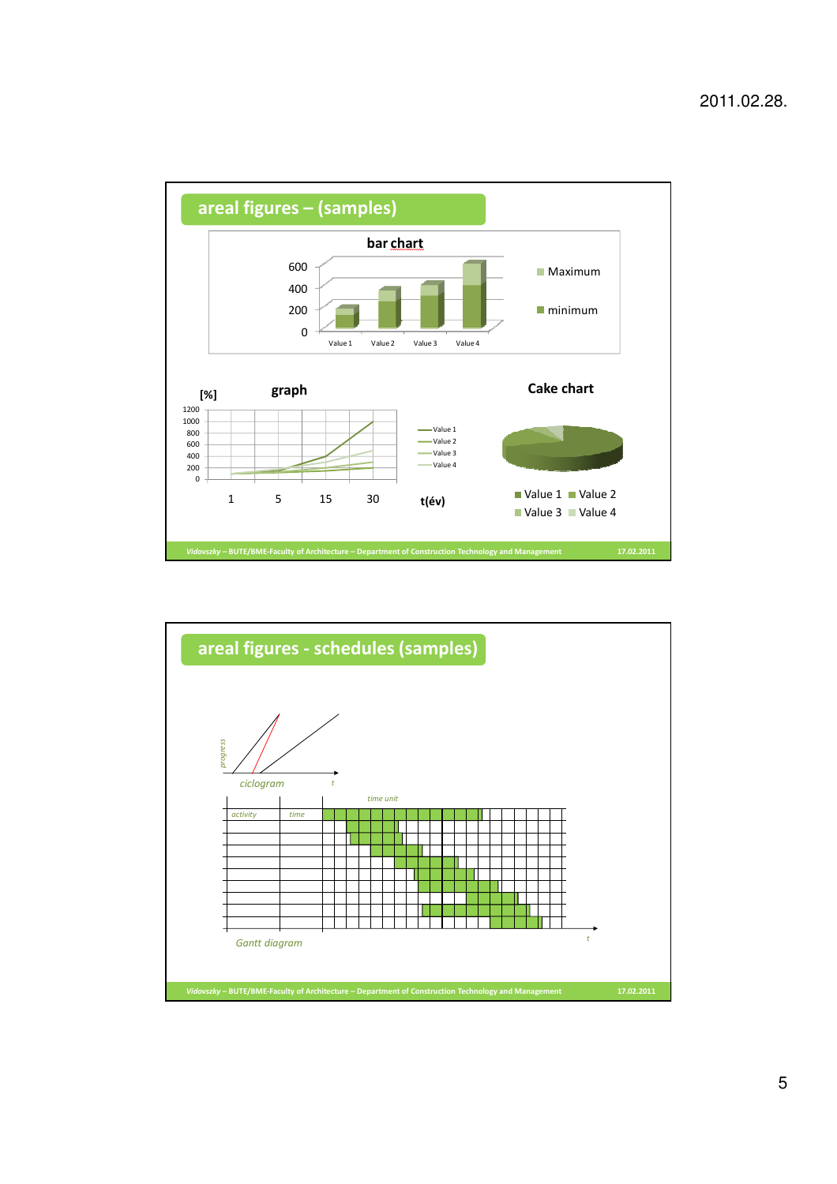## areal figures – (samples)

**bar chart**

600
400
200
0

Value 1 Value 2 Value 3 Value 4

Maximum
minimum

[%] **graph**

1200
1000
800
600
400
200
0

1 5 15 30 t(év)

Value 1
Value 2
Value 3
Value 4

**Cake chart**

Value 1 Value 2
Value 3 Value 4

## areal figures - schedules (samples)

*progress*

*t*

*ciclogram*

*time unit*

*activity* *time*

*t*

*Gantt diagram*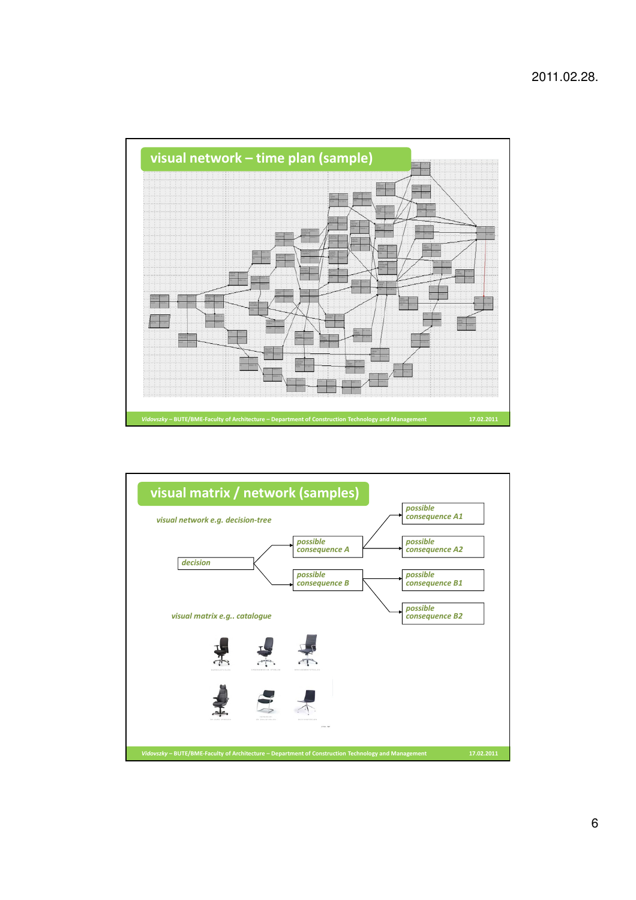## visual network – time plan (sample)

## visual matrix / network (samples)

*visual network e.g. decision-tree*

*decision*

*possible consequence A*

*possible consequence B*

*possible consequence A1*

*possible consequence A2*

*possible consequence B1*

*possible consequence B2*

*visual matrix e.g.. catalogue*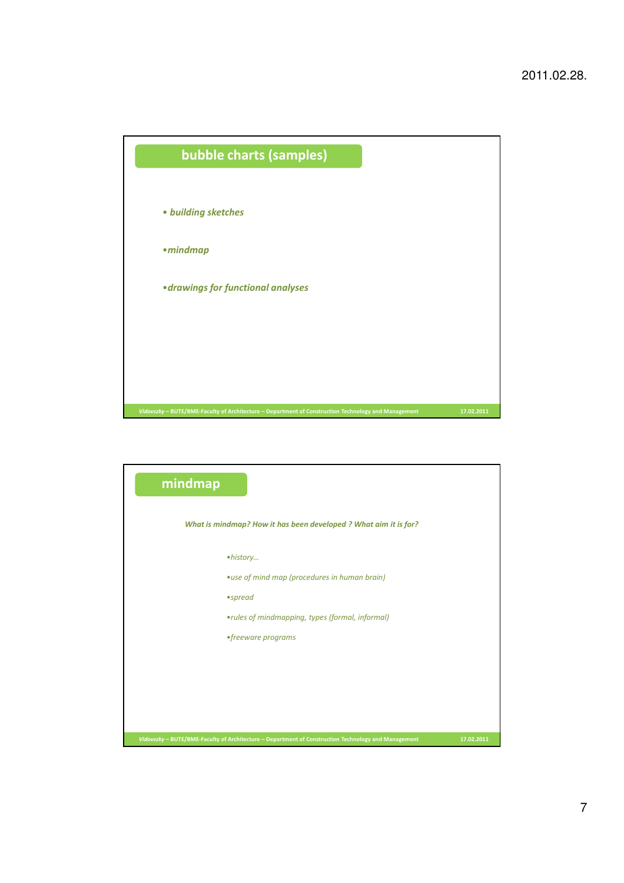## bubble charts (samples)

- *building sketches*
- *mindmap*
- *drawings for functional analyses*

## mindmap

***What is mindmap? How it has been developed ? What aim it is for?***

- *history…*
- *use of mind map (procedures in human brain)*
- *spread*
- *rules of mindmapping, types (formal, informal)*
- *freeware programs*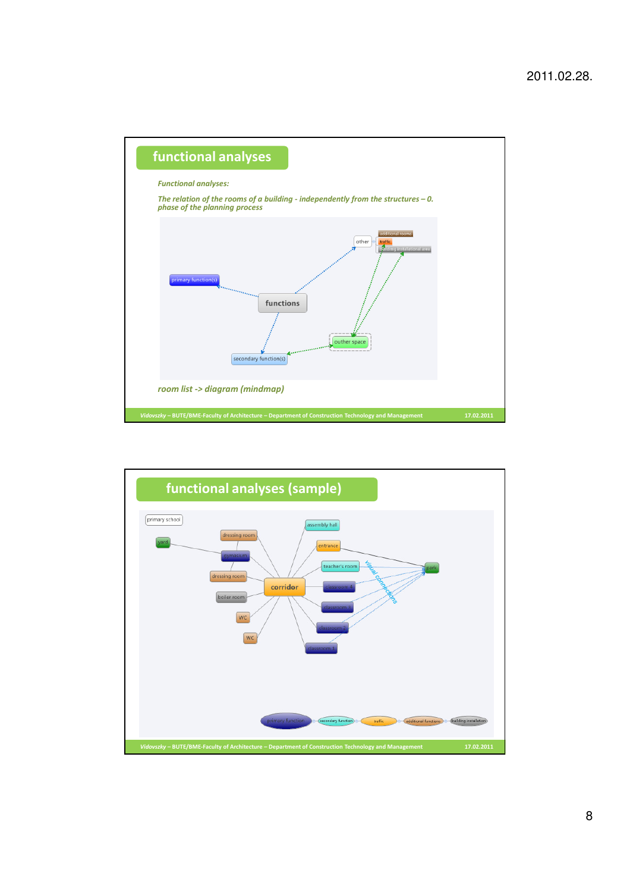## functional analyses

*Functional analyses:*

*The relation of the rooms of a building - independently from the structures – 0. phase of the planning process*

*room list -> diagram (mindmap)*

## functional analyses (sample)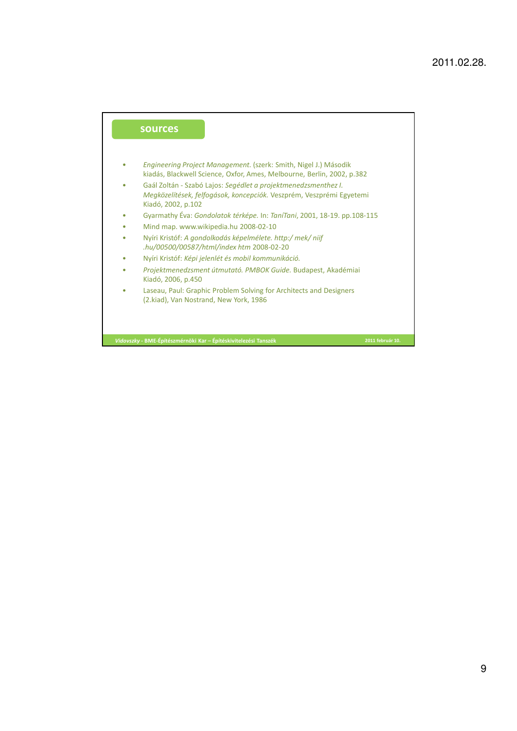## sources

- *Engineering Project Management.* (szerk: Smith, Nigel J.) Második kiadás, Blackwell Science, Oxfor, Ames, Melbourne, Berlin, 2002, p.382
- Gaál Zoltán - Szabó Lajos: *Segédlet a projektmenedzsmenthez I. Megközelítések, felfogások, koncepciók.* Veszprém, Veszprémi Egyetemi Kiadó, 2002, p.102
- Gyarmathy Éva: *Gondolatok térképe.* In: *TaníTani*, 2001, 18-19. pp.108-115
- Mind map. www.wikipedia.hu 2008-02-10
- Nyíri Kristóf: *A gondolkodás képelmélete. http:/ mek/ niif .hu/00500/00587/html/index htm* 2008-02-20
- Nyíri Kristóf: *Képi jelenlét és mobil kommunikáció.*
- *Projektmenedzsment útmutató. PMBOK Guide.* Budapest, Akadémiai Kiadó, 2006, p.450
- Laseau, Paul: Graphic Problem Solving for Architects and Designers (2.kiad), Van Nostrand, New York, 1986